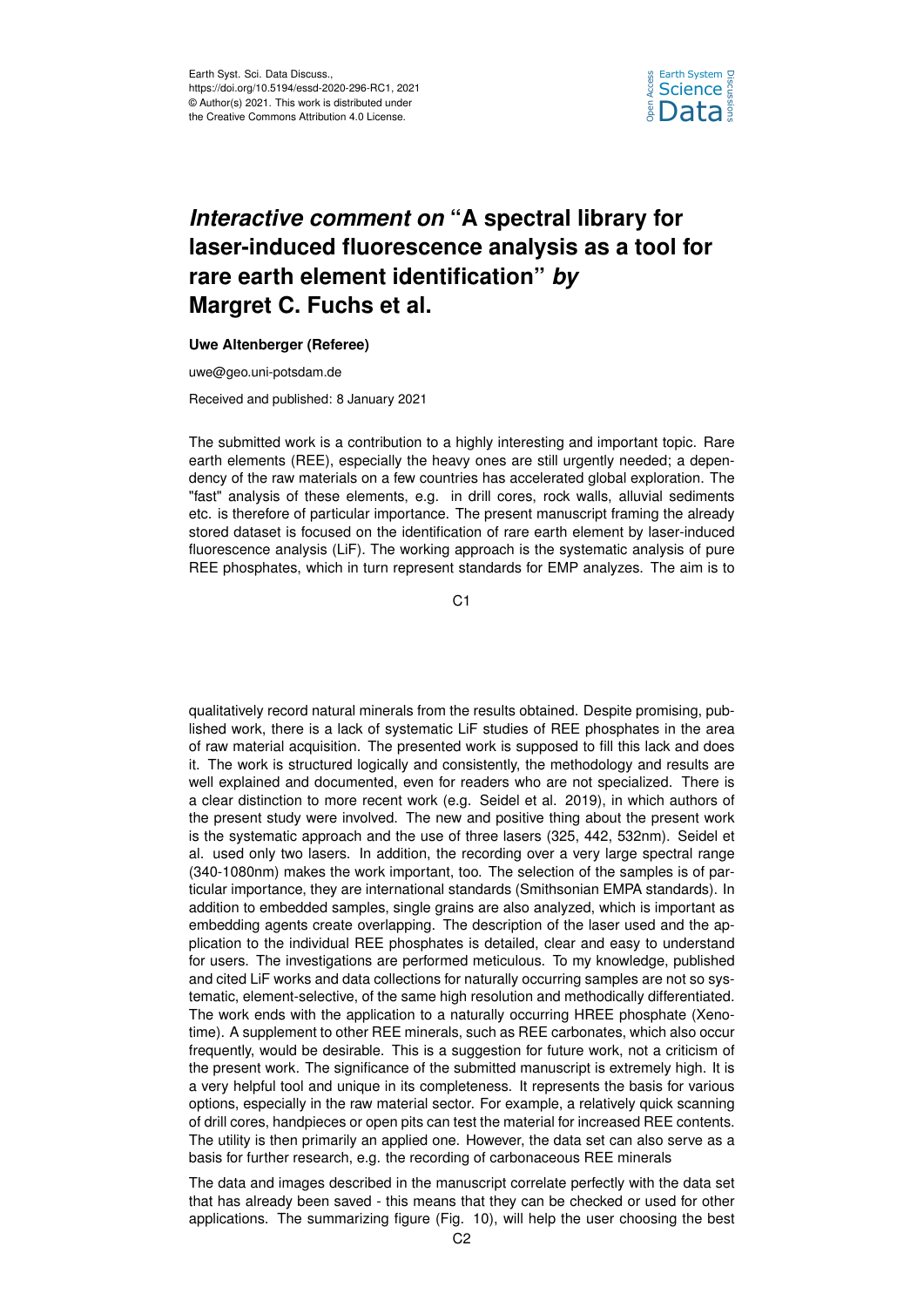# *Interactive comment on* "A spectral library for laser-induced fluorescence analysis as a tool for rare earth element identification" *by* Margret C. Fuchs et al.

**Uwe Altenberger (Referee)**

uwe@geo.uni-potsdam.de

Received and published: 8 January 2021

The submitted work is a contribution to a highly interesting and important topic. Rare earth elements (REE), especially the heavy ones are still urgently needed; a dependency of the raw materials on a few countries has accelerated global exploration. The "fast" analysis of these elements, e.g. in drill cores, rock walls, alluvial sediments etc. is therefore of particular importance. The present manuscript framing the already stored dataset is focused on the identification of rare earth element by laser-induced fluorescence analysis (LiF). The working approach is the systematic analysis of pure REE phosphates, which in turn represent standards for EMP analyzes. The aim is to qualitatively record natural minerals from the results obtained. Despite promising, published work, there is a lack of systematic LiF studies of REE phosphates in the area of raw material acquisition. The presented work is supposed to fill this lack and does it. The work is structured logically and consistently, the methodology and results are well explained and documented, even for readers who are not specialized. There is a clear distinction to more recent work (e.g. Seidel et al. 2019), in which authors of the present study were involved. The new and positive thing about the present work is the systematic approach and the use of three lasers (325, 442, 532nm). Seidel et al. used only two lasers. In addition, the recording over a very large spectral range (340-1080nm) makes the work important, too. The selection of the samples is of particular importance, they are international standards (Smithsonian EMPA standards). In addition to embedded samples, single grains are also analyzed, which is important as embedding agents create overlapping. The description of the laser used and the application to the individual REE phosphates is detailed, clear and easy to understand for users. The investigations are performed meticulous. To my knowledge, published and cited LiF works and data collections for naturally occurring samples are not so systematic, element-selective, of the same high resolution and methodically differentiated. The work ends with the application to a naturally occurring HREE phosphate (Xenotime). A supplement to other REE minerals, such as REE carbonates, which also occur frequently, would be desirable. This is a suggestion for future work, not a criticism of the present work. The significance of the submitted manuscript is extremely high. It is a very helpful tool and unique in its completeness. It represents the basis for various options, especially in the raw material sector. For example, a relatively quick scanning of drill cores, handpieces or open pits can test the material for increased REE contents. The utility is then primarily an applied one. However, the data set can also serve as a basis for further research, e.g. the recording of carbonaceous REE minerals

The data and images described in the manuscript correlate perfectly with the data set that has already been saved - this means that they can be checked or used for other applications. The summarizing figure (Fig. 10), will help the user choosing the best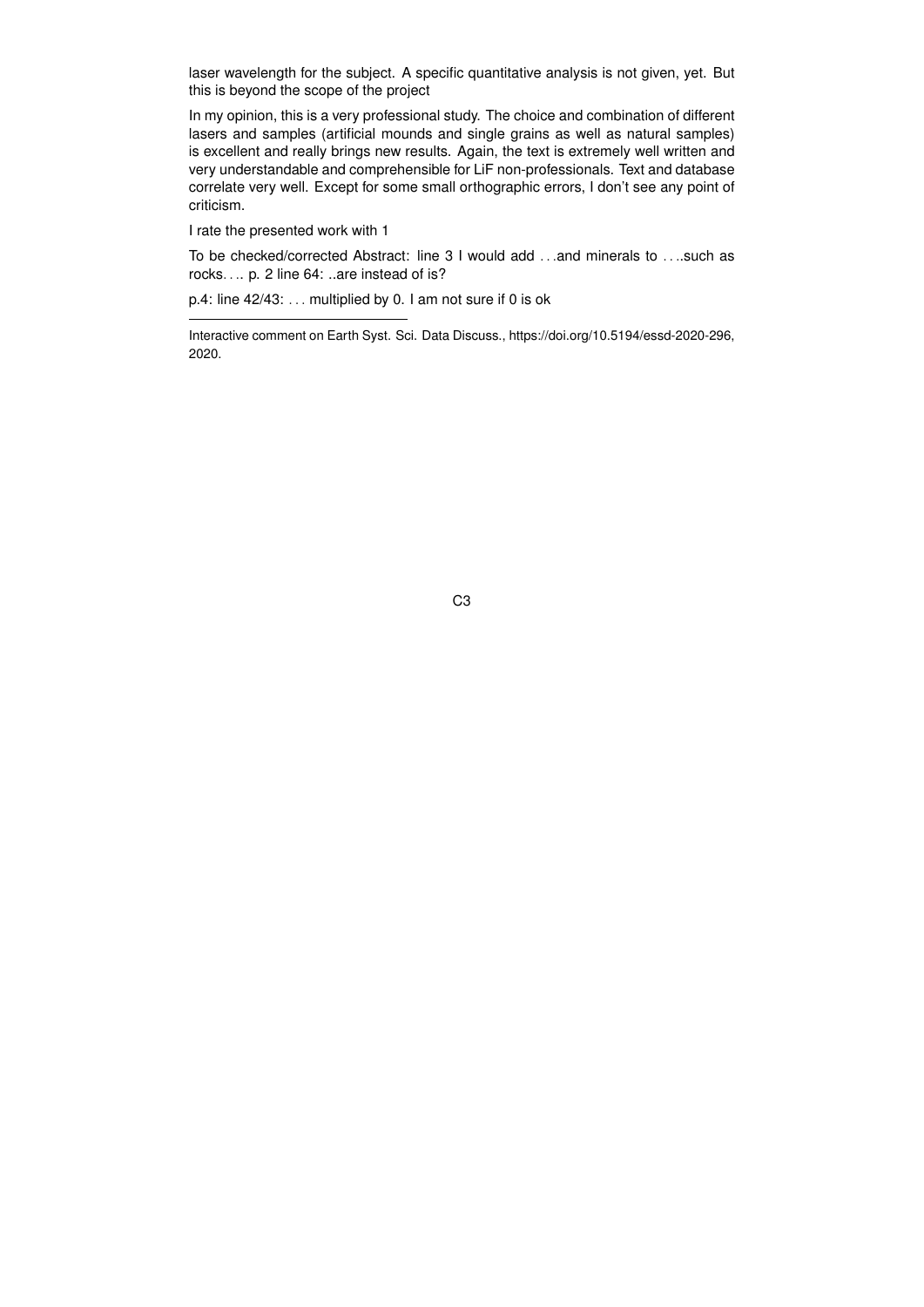laser wavelength for the subject. A specific quantitative analysis is not given, yet. But this is beyond the scope of the project

In my opinion, this is a very professional study. The choice and combination of different lasers and samples (artificial mounds and single grains as well as natural samples) is excellent and really brings new results. Again, the text is extremely well written and very understandable and comprehensible for LiF non-professionals. Text and database correlate very well. Except for some small orthographic errors, I don't see any point of criticism.

I rate the presented work with 1

To be checked/corrected Abstract: line 3 I would add . . .and minerals to . . ..such as rocks. . .. p. 2 line 64: ..are instead of is?

p.4: line 42/43: . . . multiplied by 0. I am not sure if 0 is ok

---

Interactive comment on Earth Syst. Sci. Data Discuss., https://doi.org/10.5194/essd-2020-296, 2020.